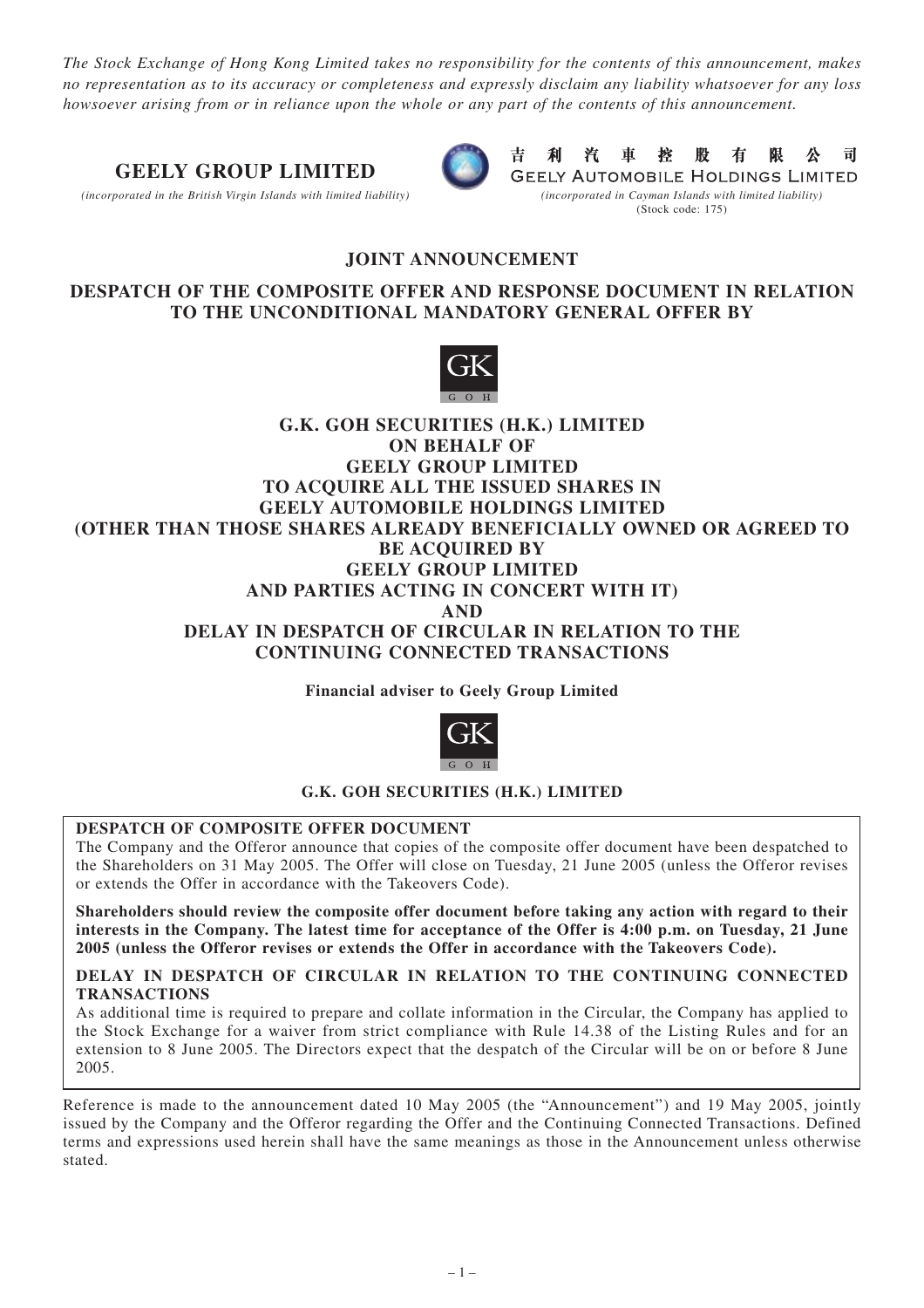*The Stock Exchange of Hong Kong Limited takes no responsibility for the contents of this announcement, makes no representation as to its accuracy or completeness and expressly disclaim any liability whatsoever for any loss howsoever arising from or in reliance upon the whole or any part of the contents of this announcement.*

**GEELY GROUP LIMITED**

*(incorporated in the British Virgin Islands with limited liability)*

**吉利汽車控股有限公司**

**GEELY AUTOMOBILE HOLDINGS LIMITED**

*(incorporated in Cayman Islands with limited liability)*

(Stock code: 175)

## JOINT ANNOUNCEMENT

## DESPATCH OF THE COMPOSITE OFFER AND RESPONSE DOCUMENT IN RELATION TO THE UNCONDITIONAL MANDATORY GENERAL OFFER BY

## G.K. GOH SECURITIES (H.K.) LIMITED ON BEHALF OF GEELY GROUP LIMITED TO ACQUIRE ALL THE ISSUED SHARES IN GEELY AUTOMOBILE HOLDINGS LIMITED (OTHER THAN THOSE SHARES ALREADY BENEFICIALLY OWNED OR AGREED TO BE ACQUIRED BY GEELY GROUP LIMITED AND PARTIES ACTING IN CONCERT WITH IT) AND DELAY IN DESPATCH OF CIRCULAR IN RELATION TO THE CONTINUING CONNECTED TRANSACTIONS

**Financial adviser to Geely Group Limited**

**G.K. GOH SECURITIES (H.K.) LIMITED**

**DESPATCH OF COMPOSITE OFFER DOCUMENT**

The Company and the Offeror announce that copies of the composite offer document have been despatched to the Shareholders on 31 May 2005. The Offer will close on Tuesday, 21 June 2005 (unless the Offeror revises or extends the Offer in accordance with the Takeovers Code).

**Shareholders should review the composite offer document before taking any action with regard to their interests in the Company. The latest time for acceptance of the Offer is 4:00 p.m. on Tuesday, 21 June 2005 (unless the Offeror revises or extends the Offer in accordance with the Takeovers Code).**

**DELAY IN DESPATCH OF CIRCULAR IN RELATION TO THE CONTINUING CONNECTED TRANSACTIONS**

As additional time is required to prepare and collate information in the Circular, the Company has applied to the Stock Exchange for a waiver from strict compliance with Rule 14.38 of the Listing Rules and for an extension to 8 June 2005. The Directors expect that the despatch of the Circular will be on or before 8 June 2005.

Reference is made to the announcement dated 10 May 2005 (the "Announcement") and 19 May 2005, jointly issued by the Company and the Offeror regarding the Offer and the Continuing Connected Transactions. Defined terms and expressions used herein shall have the same meanings as those in the Announcement unless otherwise stated.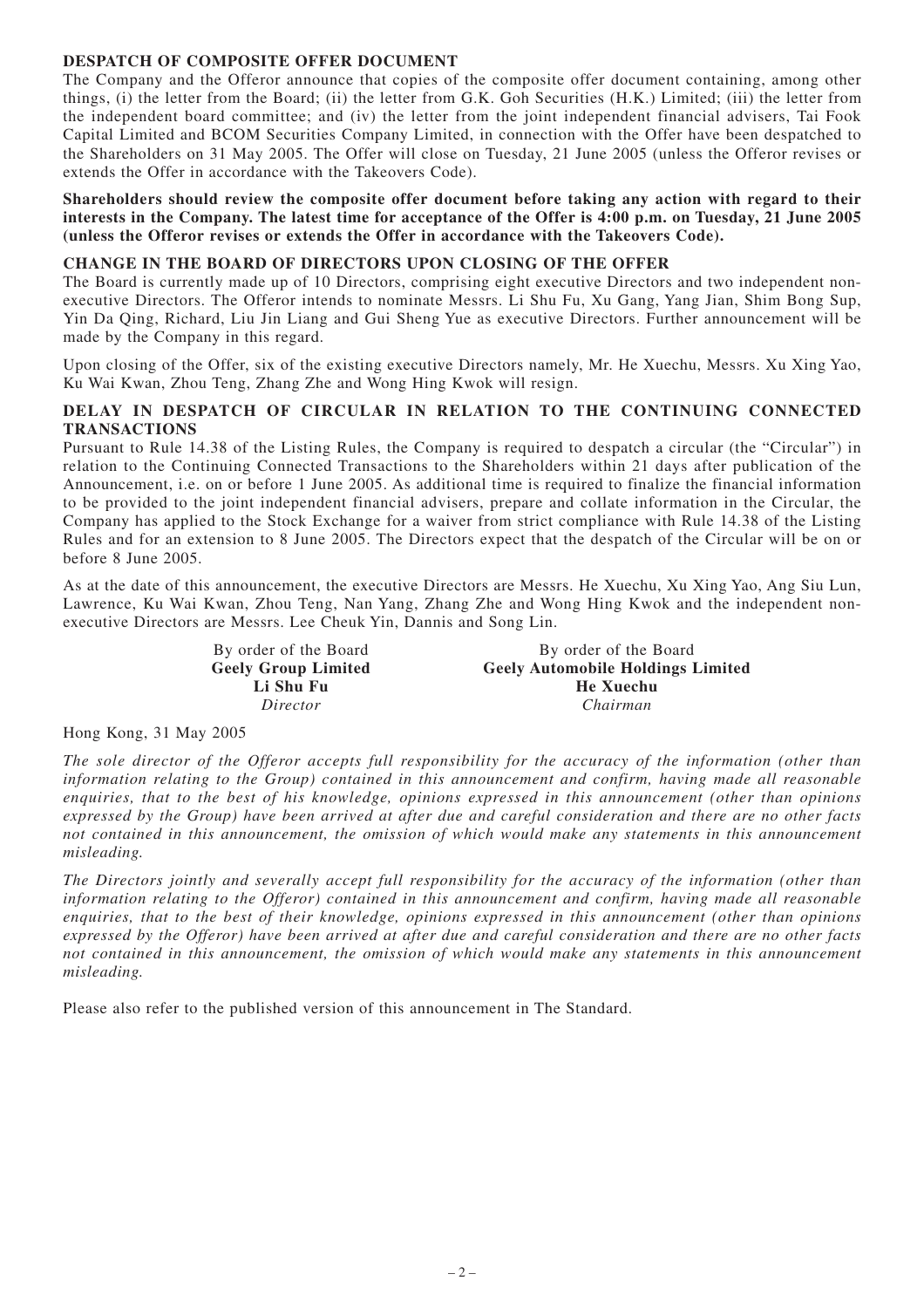### DESPATCH OF COMPOSITE OFFER DOCUMENT

The Company and the Offeror announce that copies of the composite offer document containing, among other things, (i) the letter from the Board; (ii) the letter from G.K. Goh Securities (H.K.) Limited; (iii) the letter from the independent board committee; and (iv) the letter from the joint independent financial advisers, Tai Fook Capital Limited and BCOM Securities Company Limited, in connection with the Offer have been despatched to the Shareholders on 31 May 2005. The Offer will close on Tuesday, 21 June 2005 (unless the Offeror revises or extends the Offer in accordance with the Takeovers Code).

**Shareholders should review the composite offer document before taking any action with regard to their interests in the Company. The latest time for acceptance of the Offer is 4:00 p.m. on Tuesday, 21 June 2005 (unless the Offeror revises or extends the Offer in accordance with the Takeovers Code).**

### CHANGE IN THE BOARD OF DIRECTORS UPON CLOSING OF THE OFFER

The Board is currently made up of 10 Directors, comprising eight executive Directors and two independent non-executive Directors. The Offeror intends to nominate Messrs. Li Shu Fu, Xu Gang, Yang Jian, Shim Bong Sup, Yin Da Qing, Richard, Liu Jin Liang and Gui Sheng Yue as executive Directors. Further announcement will be made by the Company in this regard.

Upon closing of the Offer, six of the existing executive Directors namely, Mr. He Xuechu, Messrs. Xu Xing Yao, Ku Wai Kwan, Zhou Teng, Zhang Zhe and Wong Hing Kwok will resign.

### DELAY IN DESPATCH OF CIRCULAR IN RELATION TO THE CONTINUING CONNECTED TRANSACTIONS

Pursuant to Rule 14.38 of the Listing Rules, the Company is required to despatch a circular (the "Circular") in relation to the Continuing Connected Transactions to the Shareholders within 21 days after publication of the Announcement, i.e. on or before 1 June 2005. As additional time is required to finalize the financial information to be provided to the joint independent financial advisers, prepare and collate information in the Circular, the Company has applied to the Stock Exchange for a waiver from strict compliance with Rule 14.38 of the Listing Rules and for an extension to 8 June 2005. The Directors expect that the despatch of the Circular will be on or before 8 June 2005.

As at the date of this announcement, the executive Directors are Messrs. He Xuechu, Xu Xing Yao, Ang Siu Lun, Lawrence, Ku Wai Kwan, Zhou Teng, Nan Yang, Zhang Zhe and Wong Hing Kwok and the independent non-executive Directors are Messrs. Lee Cheuk Yin, Dannis and Song Lin.

| | |
|---|---|
| By order of the Board | By order of the Board |
| **Geely Group Limited** | **Geely Automobile Holdings Limited** |
| **Li Shu Fu** | **He Xuechu** |
| *Director* | *Chairman* |

Hong Kong, 31 May 2005

*The sole director of the Offeror accepts full responsibility for the accuracy of the information (other than information relating to the Group) contained in this announcement and confirm, having made all reasonable enquiries, that to the best of his knowledge, opinions expressed in this announcement (other than opinions expressed by the Group) have been arrived at after due and careful consideration and there are no other facts not contained in this announcement, the omission of which would make any statements in this announcement misleading.*

*The Directors jointly and severally accept full responsibility for the accuracy of the information (other than information relating to the Offeror) contained in this announcement and confirm, having made all reasonable enquiries, that to the best of their knowledge, opinions expressed in this announcement (other than opinions expressed by the Offeror) have been arrived at after due and careful consideration and there are no other facts not contained in this announcement, the omission of which would make any statements in this announcement misleading.*

Please also refer to the published version of this announcement in The Standard.